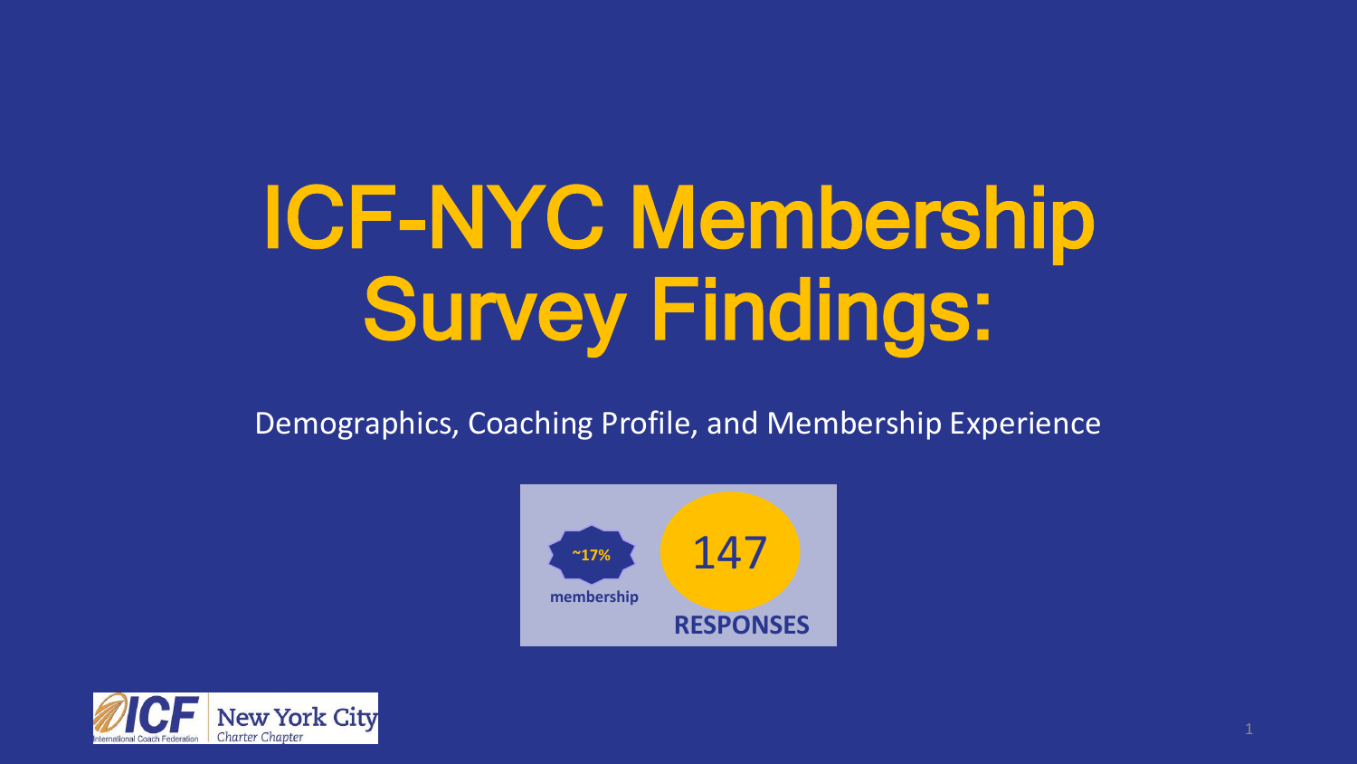# ICF-NYC Membership Survey Findings:

Demographics, Coaching Profile, and Membership Experience

~17% membership

147 RESPONSES

ICF International Coach Federation | New York City Charter Chapter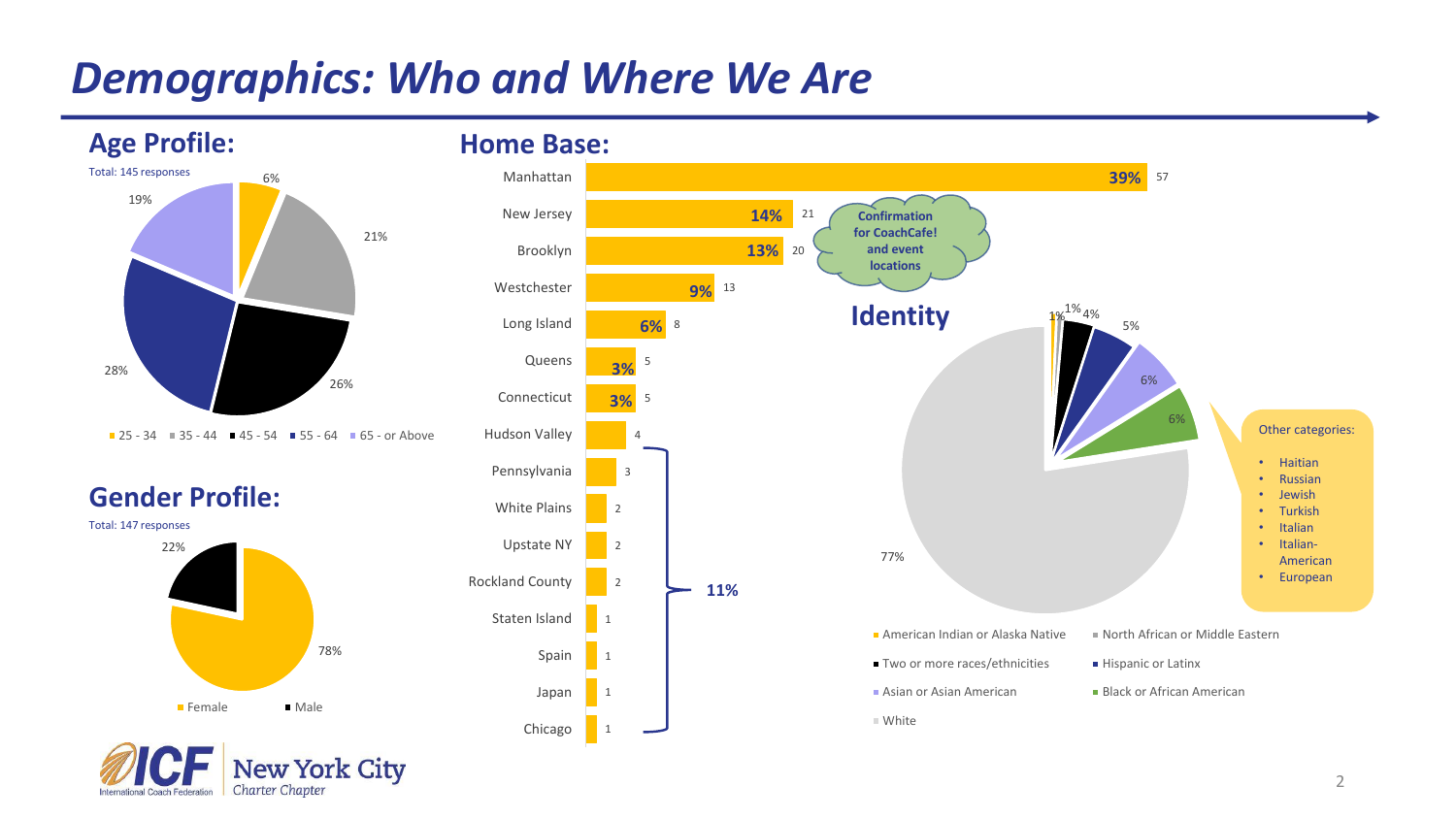# Demographics: Who and Where We Are

## Age Profile:

Total: 145 responses

| Age | Percentage |
|---|---|
| 25 - 34 | 6% |
| 35 - 44 | 21% |
| 45 - 54 | 26% |
| 55 - 64 | 28% |
| 65 - or Above | 19% |

## Gender Profile:

Total: 147 responses

| Gender | Percentage |
|---|---|
| Female | 78% |
| Male | 22% |

## Home Base:

| Location | Percentage | Count |
|---|---|---|
| Manhattan | 39% | 57 |
| New Jersey | 14% | 21 |
| Brooklyn | 13% | 20 |
| Westchester | 9% | 13 |
| Long Island | 6% | 8 |
| Queens | 3% | 5 |
| Connecticut | 3% | 5 |
| Hudson Valley | | 4 |
| Pennsylvania | | 3 |
| White Plains | | 2 |
| Upstate NY | | 2 |
| Rockland County | | 2 |
| Staten Island | | 1 |
| Spain | | 1 |
| Japan | | 1 |
| Chicago | | 1 |

Hudson Valley through Chicago: 11%

Confirmation for CoachCafe! and event locations

## Identity

| Identity | Percentage |
|---|---|
| American Indian or Alaska Native | 1% |
| North African or Middle Eastern | 1% |
| Two or more races/ethnicities | 4% |
| Hispanic or Latinx | 5% |
| Asian or Asian American | 6% |
| Black or African American | 6% |
| White | 77% |

Other categories:

- Haitian
- Russian
- Jewish
- Turkish
- Italian
- Italian-American
- European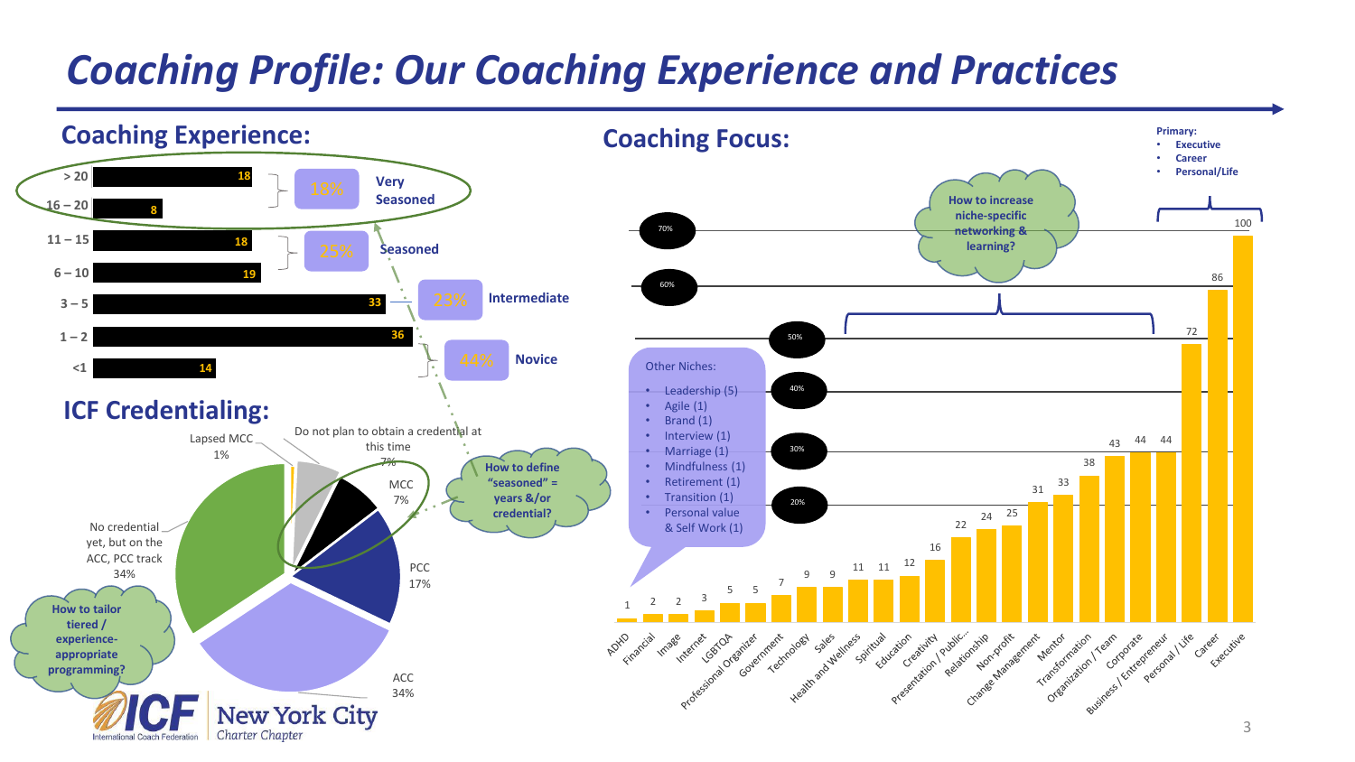# Coaching Profile: Our Coaching Experience and Practices

## Coaching Experience:

| Years | Count |
|---|---|
| > 20 | 18 |
| 16 – 20 | 8 |
| 11 – 15 | 18 |
| 6 – 10 | 19 |
| 3 – 5 | 33 |
| 1 – 2 | 36 |
| <1 | 14 |

- 18% Very Seasoned
- 25% Seasoned
- 23% Intermediate
- 44% Novice

How to define "seasoned" = years &/or credential?

## ICF Credentialing:

- Lapsed MCC 1%
- Do not plan to obtain a credential at this time 7%
- MCC 7%
- PCC 17%
- ACC 34%
- No credential yet, but on the ACC, PCC track 34%

How to tailor tiered / experience-appropriate programming?

## Coaching Focus:

Primary:
- Executive
- Career
- Personal/Life

How to increase niche-specific networking & learning?

| Focus | Count |
|---|---|
| ADHD | 1 |
| Financial | 2 |
| Image | 2 |
| Internet | 3 |
| LGBTQA | 5 |
| Professional Organizer | 5 |
| Government | 7 |
| Technology | 9 |
| Sales | 9 |
| Health and Wellness | 11 |
| Spiritual | 11 |
| Education | 12 |
| Creativity | 16 |
| Presentation / Public... | 22 |
| Relationship | 24 |
| Non-profit | 25 |
| Change Management | 31 |
| Mentor | 33 |
| Transformation | 38 |
| Organization / Team | 43 |
| Corporate | 44 |
| Business / Entrepreneur | 44 |
| Personal / Life | 72 |
| Career | 86 |
| Executive | 100 |

Other Niches:
- Leadership (5)
- Agile (1)
- Brand (1)
- Interview (1)
- Marriage (1)
- Mindfulness (1)
- Retirement (1)
- Transition (1)
- Personal value & Self Work (1)

ICF International Coach Federation — New York City Charter Chapter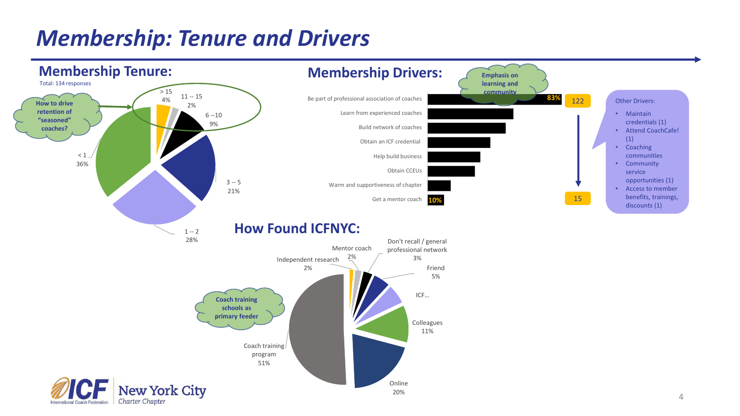# Membership: Tenure and Drivers

## Membership Tenure:

Total: 134 responses

How to drive retention of "seasoned" coaches?

| Tenure | % |
|---|---|
| < 1 | 36% |
| 1 -- 2 | 28% |
| 3 -- 5 | 21% |
| 6 --10 | 9% |
| 11 -- 15 | 2% |
| > 15 | 4% |

## Membership Drivers:

Emphasis on learning and community

| Driver | |
|---|---|
| Be part of professional association of coaches | 83% (122) |
| Learn from experienced coaches | |
| Build network of coaches | |
| Obtain an ICF credential | |
| Help build business | |
| Obtain CCEUs | |
| Warm and supportiveness of chapter | |
| Get a mentor coach | 10% (15) |

Other Drivers:

- Maintain credentials (1)
- Attend CoachCafe! (1)
- Coaching communities
- Community service opportunities (1)
- Access to member benefits, trainings, discounts (1)

## How Found ICFNYC:

Coach training schools as primary feeder

| Source | % |
|---|---|
| Coach training program | 51% |
| Online | 20% |
| Colleagues | 11% |
| ICF... | |
| Friend | 5% |
| Don't recall / general professional network | 3% |
| Mentor coach | 2% |
| Independent research | 2% |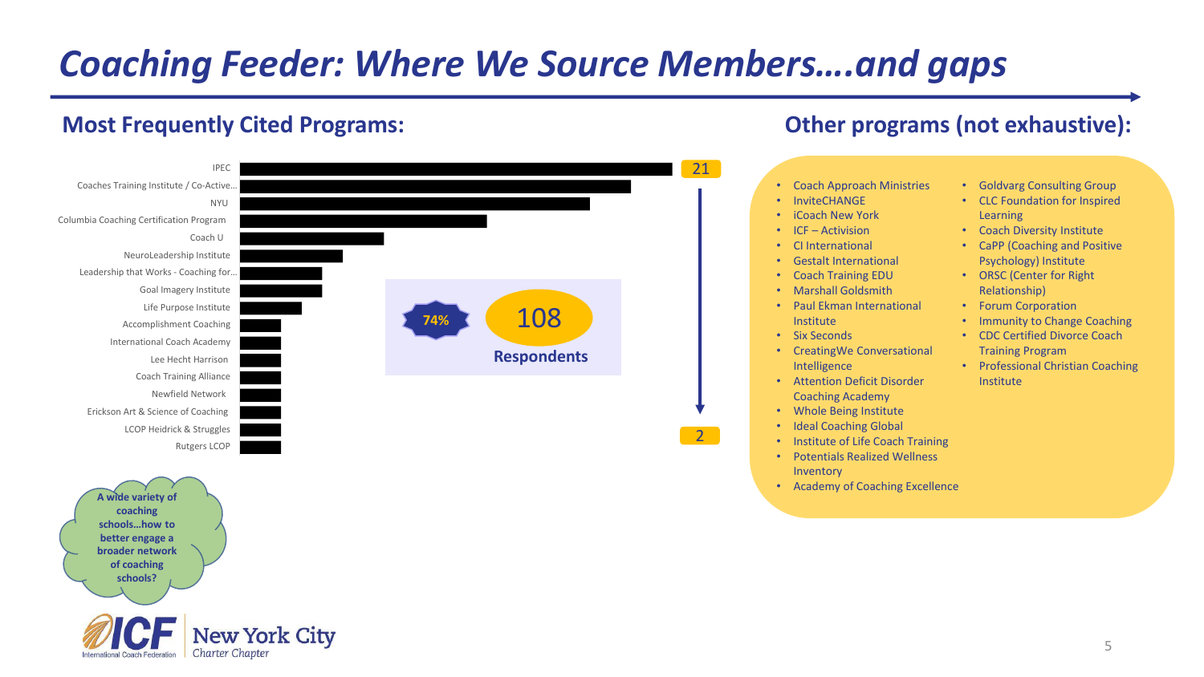# Coaching Feeder: Where We Source Members….and gaps

## Most Frequently Cited Programs:

- IPEC
- Coaches Training Institute / Co-Active…
- NYU
- Columbia Coaching Certification Program
- Coach U
- NeuroLeadership Institute
- Leadership that Works - Coaching for…
- Goal Imagery Institute
- Life Purpose Institute
- Accomplishment Coaching
- International Coach Academy
- Lee Hecht Harrison
- Coach Training Alliance
- Newfield Network
- Erickson Art & Science of Coaching
- LCOP Heidrick & Struggles
- Rutgers LCOP

21

2

74%

108

**Respondents**

**A wide variety of coaching schools…how to better engage a broader network of coaching schools?**

## Other programs (not exhaustive):

- Coach Approach Ministries
- InviteCHANGE
- iCoach New York
- ICF – Activision
- CI International
- Gestalt International
- Coach Training EDU
- Marshall Goldsmith
- Paul Ekman International Institute
- Six Seconds
- CreatingWe Conversational Intelligence
- Attention Deficit Disorder Coaching Academy
- Whole Being Institute
- Ideal Coaching Global
- Institute of Life Coach Training
- Potentials Realized Wellness Inventory
- Academy of Coaching Excellence
- Goldvarg Consulting Group
- CLC Foundation for Inspired Learning
- Coach Diversity Institute
- CaPP (Coaching and Positive Psychology) Institute
- ORSC (Center for Right Relationship)
- Forum Corporation
- Immunity to Change Coaching
- CDC Certified Divorce Coach Training Program
- Professional Christian Coaching Institute

ICF International Coach Federation | New York City Charter Chapter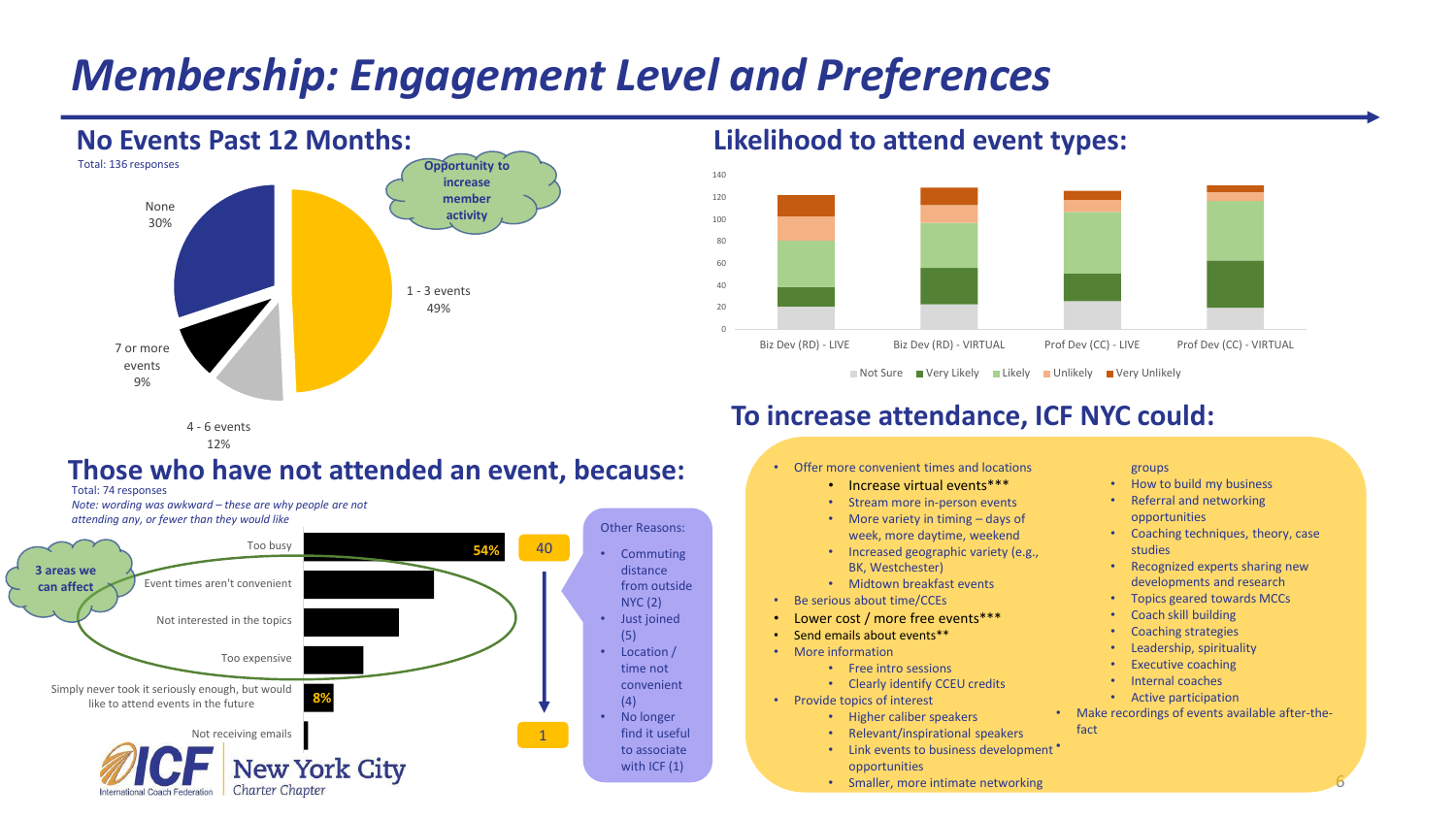# Membership: Engagement Level and Preferences

## No Events Past 12 Months:

Total: 136 responses

Opportunity to increase member activity

| Events | % |
| --- | --- |
| None | 30% |
| 1 - 3 events | 49% |
| 4 - 6 events | 12% |
| 7 or more events | 9% |

## Likelihood to attend event types:

Categories: Biz Dev (RD) - LIVE, Biz Dev (RD) - VIRTUAL, Prof Dev (CC) - LIVE, Prof Dev (CC) - VIRTUAL

Legend: Not Sure, Very Likely, Likely, Unlikely, Very Unlikely

## Those who have not attended an event, because:

Total: 74 responses

*Note: wording was awkward – these are why people are not attending any, or fewer than they would like*

3 areas we can affect

- Too busy — 54%
- Event times aren't convenient
- Not interested in the topics
- Too expensive
- Simply never took it seriously enough, but would like to attend events in the future — 8%
- Not receiving emails

40 → 1

Other Reasons:

- Commuting distance from outside NYC (2)
- Just joined (5)
- Location / time not convenient (4)
- No longer find it useful to associate with ICF (1)

## To increase attendance, ICF NYC could:

- Offer more convenient times and locations
  - Increase virtual events***
  - Stream more in-person events
  - More variety in timing – days of week, more daytime, weekend
  - Increased geographic variety (e.g., BK, Westchester)
  - Midtown breakfast events
- Be serious about time/CCEs
- Lower cost / more free events***
- Send emails about events**
- More information
  - Free intro sessions
  - Clearly identify CCEU credits
- Provide topics of interest
  - Higher caliber speakers
  - Relevant/inspirational speakers
  - Link events to business development opportunities
  - Smaller, more intimate networking groups
  - How to build my business
  - Referral and networking opportunities
  - Coaching techniques, theory, case studies
  - Recognized experts sharing new developments and research
  - Topics geared towards MCCs
  - Coach skill building
  - Coaching strategies
  - Leadership, spirituality
  - Executive coaching
  - Internal coaches
  - Active participation
- Make recordings of events available after-the-fact

ICF International Coach Federation — New York City Charter Chapter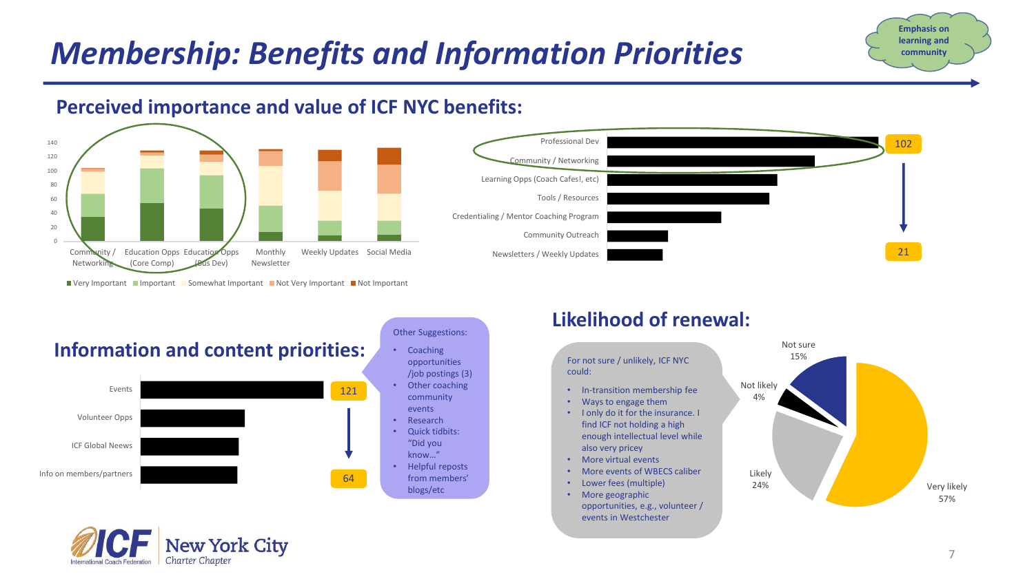# Membership: Benefits and Information Priorities

Emphasis on learning and community

## Perceived importance and value of ICF NYC benefits:

Community / Networking, Education Opps (Core Comp), Education Opps (Bus Dev), Monthly Newsletter, Weekly Updates, Social Media

■ Very Important ■ Important ■ Somewhat Important ■ Not Very Important ■ Not Important

- Professional Dev — 102
- Community / Networking
- Learning Opps (Coach Cafes!, etc)
- Tools / Resources
- Credentialing / Mentor Coaching Program
- Community Outreach
- Newsletters / Weekly Updates — 21

## Information and content priorities:

- Events — 121
- Volunteer Opps
- ICF Global Neews
- Info on members/partners — 64

Other Suggestions:

- Coaching opportunities /job postings (3)
- Other coaching community events
- Research
- Quick tidbits: "Did you know…"
- Helpful reposts from members' blogs/etc

## Likelihood of renewal:

For not sure / unlikely, ICF NYC could:

- In-transition membership fee
- Ways to engage them
- I only do it for the insurance. I find ICF not holding a high enough intellectual level while also very pricey
- More virtual events
- More events of WBECS caliber
- Lower fees (multiple)
- More geographic opportunities, e.g., volunteer / events in Westchester

| Response | Share |
| --- | --- |
| Very likely | 57% |
| Likely | 24% |
| Not likely | 4% |
| Not sure | 15% |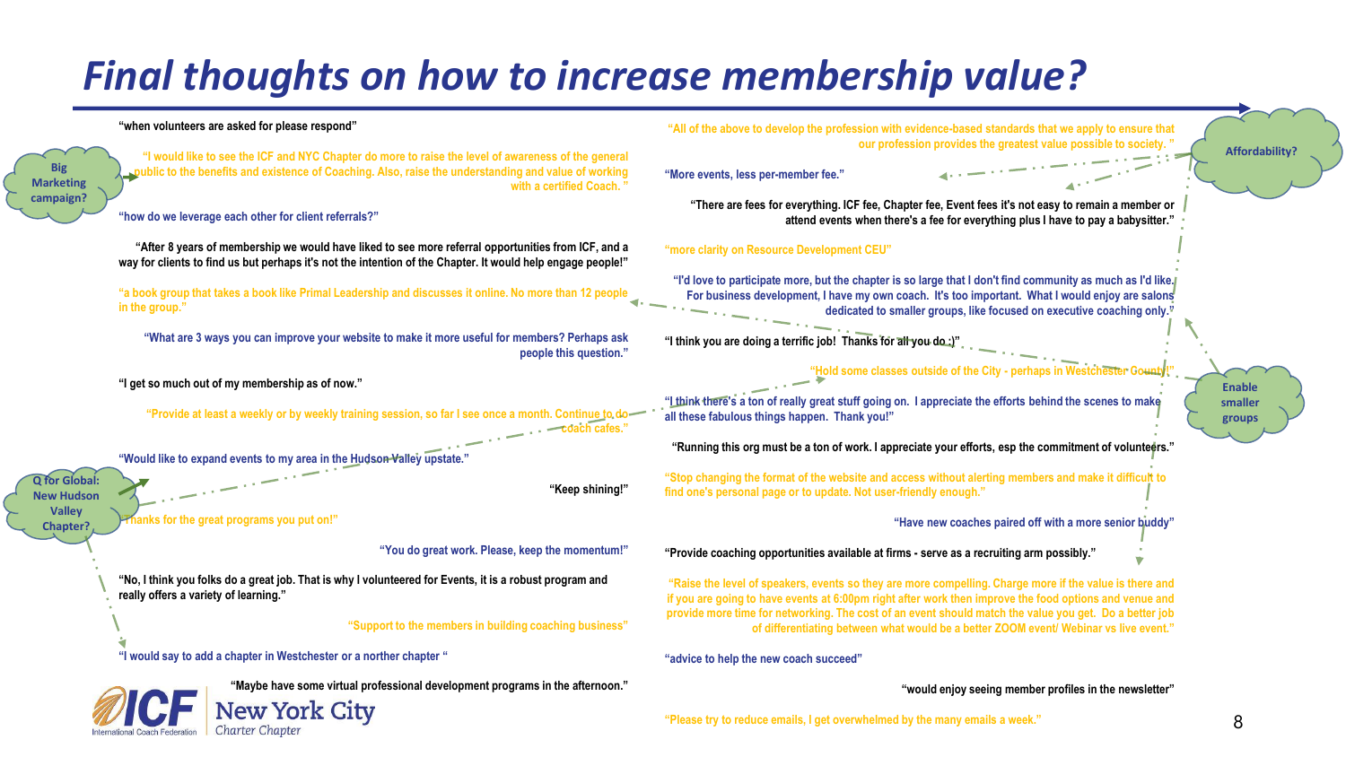# *Final thoughts on how to increase membership value?*

Big Marketing campaign?

“when volunteers are asked for please respond”

“I would like to see the ICF and NYC Chapter do more to raise the level of awareness of the general public to the benefits and existence of Coaching. Also, raise the understanding and value of working with a certified Coach. ”

“how do we leverage each other for client referrals?”

“After 8 years of membership we would have liked to see more referral opportunities from ICF, and a way for clients to find us but perhaps it's not the intention of the Chapter. It would help engage people!”

“a book group that takes a book like Primal Leadership and discusses it online. No more than 12 people in the group.”

“What are 3 ways you can improve your website to make it more useful for members? Perhaps ask people this question.”

“I get so much out of my membership as of now.”

“Provide at least a weekly or by weekly training session, so far I see once a month. Continue to do coach cafes.”

Q for Global: New Hudson Valley Chapter?

“Would like to expand events to my area in the Hudson Valley upstate.”

“Keep shining!”

“Thanks for the great programs you put on!”

“You do great work. Please, keep the momentum!”

“No, I think you folks do a great job. That is why I volunteered for Events, it is a robust program and really offers a variety of learning.”

“Support to the members in building coaching business”

“I would say to add a chapter in Westchester or a norther chapter “

“Maybe have some virtual professional development programs in the afternoon.”

Affordability?

“All of the above to develop the profession with evidence-based standards that we apply to ensure that our profession provides the greatest value possible to society. ”

“More events, less per-member fee.”

“There are fees for everything. ICF fee, Chapter fee, Event fees it's not easy to remain a member or attend events when there's a fee for everything plus I have to pay a babysitter.”

“more clarity on Resource Development CEU”

Enable smaller groups

“I'd love to participate more, but the chapter is so large that I don't find community as much as I'd like. For business development, I have my own coach. It's too important. What I would enjoy are salons dedicated to smaller groups, like focused on executive coaching only.”

“I think you are doing a terrific job! Thanks for all you do :)”

“Hold some classes outside of the City - perhaps in Westchester County!”

“I think there's a ton of really great stuff going on. I appreciate the efforts behind the scenes to make all these fabulous things happen. Thank you!”

“Running this org must be a ton of work. I appreciate your efforts, esp the commitment of volunteers.”

“Stop changing the format of the website and access without alerting members and make it difficult to find one's personal page or to update. Not user-friendly enough.”

“Have new coaches paired off with a more senior buddy”

“Provide coaching opportunities available at firms - serve as a recruiting arm possibly.”

“Raise the level of speakers, events so they are more compelling. Charge more if the value is there and if you are going to have events at 6:00pm right after work then improve the food options and venue and provide more time for networking. The cost of an event should match the value you get. Do a better job of differentiating between what would be a better ZOOM event/ Webinar vs live event.”

“advice to help the new coach succeed”

“would enjoy seeing member profiles in the newsletter”

“Please try to reduce emails, I get overwhelmed by the many emails a week.”

ICF International Coach Federation | New York City Charter Chapter